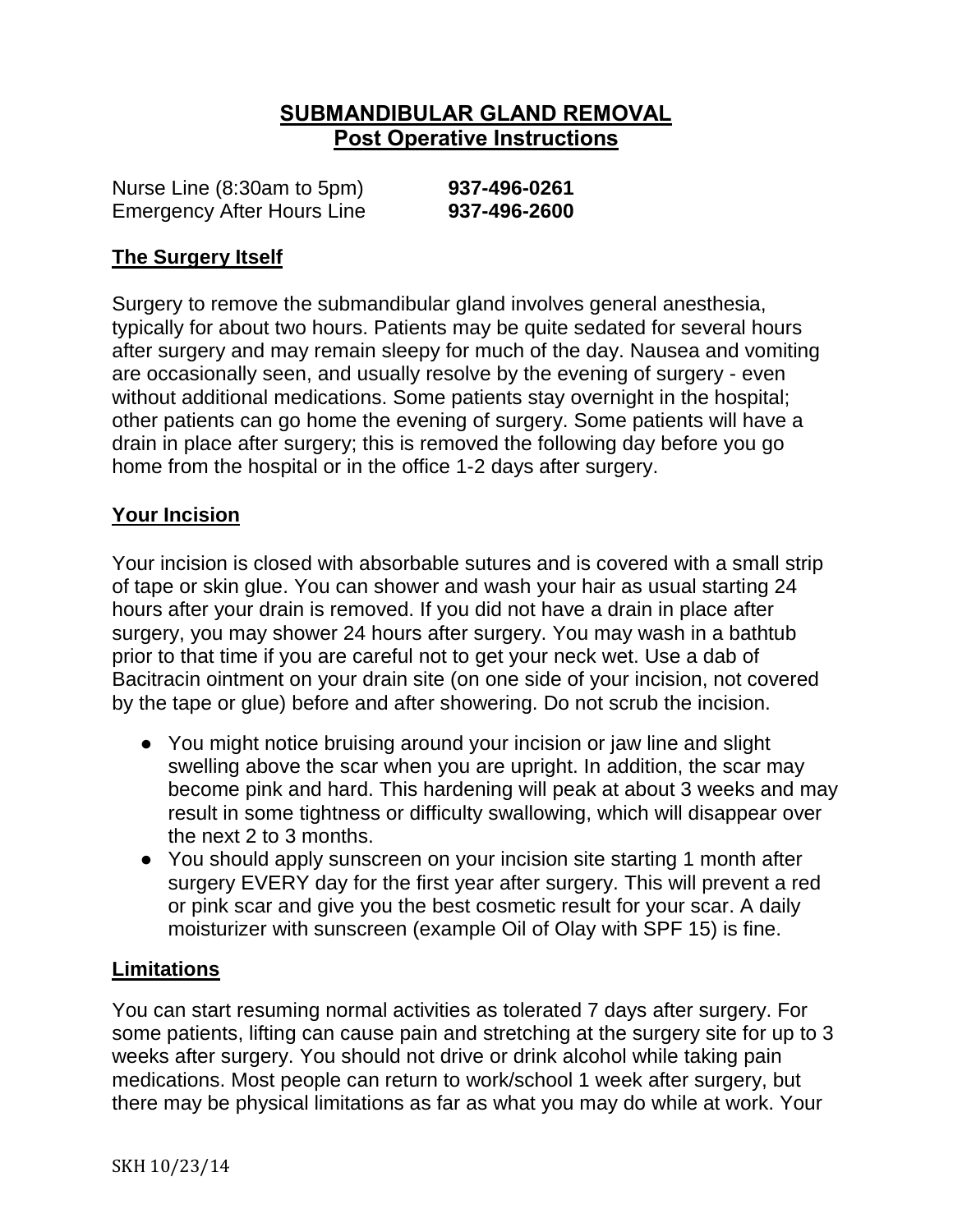# SUBMANDIBULAR GLAND REMOVAL
## Post Operative Instructions

Nurse Line (8:30am to 5pm) **937-496-0261**
Emergency After Hours Line **937-496-2600**

### The Surgery Itself

Surgery to remove the submandibular gland involves general anesthesia, typically for about two hours. Patients may be quite sedated for several hours after surgery and may remain sleepy for much of the day. Nausea and vomiting are occasionally seen, and usually resolve by the evening of surgery - even without additional medications. Some patients stay overnight in the hospital; other patients can go home the evening of surgery. Some patients will have a drain in place after surgery; this is removed the following day before you go home from the hospital or in the office 1-2 days after surgery.

### Your Incision

Your incision is closed with absorbable sutures and is covered with a small strip of tape or skin glue. You can shower and wash your hair as usual starting 24 hours after your drain is removed. If you did not have a drain in place after surgery, you may shower 24 hours after surgery. You may wash in a bathtub prior to that time if you are careful not to get your neck wet. Use a dab of Bacitracin ointment on your drain site (on one side of your incision, not covered by the tape or glue) before and after showering. Do not scrub the incision.

- You might notice bruising around your incision or jaw line and slight swelling above the scar when you are upright. In addition, the scar may become pink and hard. This hardening will peak at about 3 weeks and may result in some tightness or difficulty swallowing, which will disappear over the next 2 to 3 months.
- You should apply sunscreen on your incision site starting 1 month after surgery EVERY day for the first year after surgery. This will prevent a red or pink scar and give you the best cosmetic result for your scar. A daily moisturizer with sunscreen (example Oil of Olay with SPF 15) is fine.

### Limitations

You can start resuming normal activities as tolerated 7 days after surgery. For some patients, lifting can cause pain and stretching at the surgery site for up to 3 weeks after surgery. You should not drive or drink alcohol while taking pain medications. Most people can return to work/school 1 week after surgery, but there may be physical limitations as far as what you may do while at work. Your

SKH 10/23/14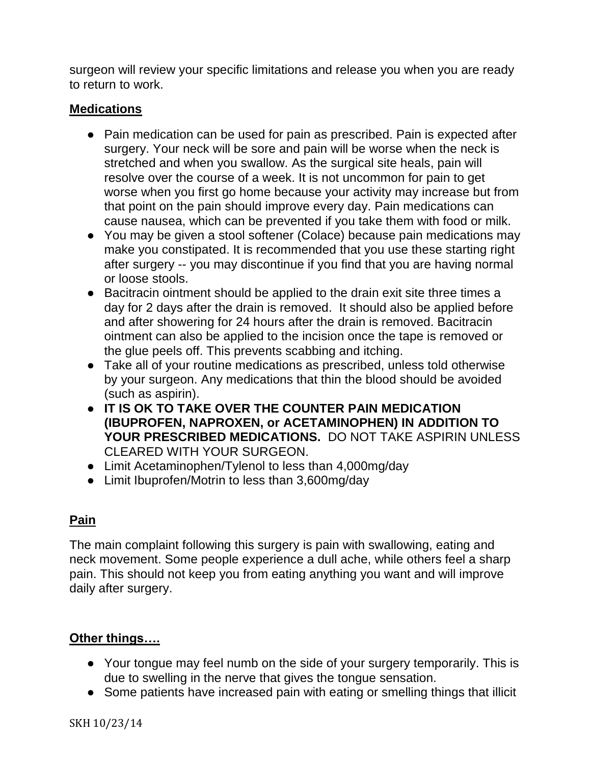surgeon will review your specific limitations and release you when you are ready to return to work.

## Medications

- Pain medication can be used for pain as prescribed. Pain is expected after surgery. Your neck will be sore and pain will be worse when the neck is stretched and when you swallow. As the surgical site heals, pain will resolve over the course of a week. It is not uncommon for pain to get worse when you first go home because your activity may increase but from that point on the pain should improve every day. Pain medications can cause nausea, which can be prevented if you take them with food or milk.
- You may be given a stool softener (Colace) because pain medications may make you constipated. It is recommended that you use these starting right after surgery -- you may discontinue if you find that you are having normal or loose stools.
- Bacitracin ointment should be applied to the drain exit site three times a day for 2 days after the drain is removed. It should also be applied before and after showering for 24 hours after the drain is removed. Bacitracin ointment can also be applied to the incision once the tape is removed or the glue peels off. This prevents scabbing and itching.
- Take all of your routine medications as prescribed, unless told otherwise by your surgeon. Any medications that thin the blood should be avoided (such as aspirin).
- **IT IS OK TO TAKE OVER THE COUNTER PAIN MEDICATION (IBUPROFEN, NAPROXEN, or ACETAMINOPHEN) IN ADDITION TO YOUR PRESCRIBED MEDICATIONS.** DO NOT TAKE ASPIRIN UNLESS CLEARED WITH YOUR SURGEON.
- Limit Acetaminophen/Tylenol to less than 4,000mg/day
- Limit Ibuprofen/Motrin to less than 3,600mg/day

## Pain

The main complaint following this surgery is pain with swallowing, eating and neck movement. Some people experience a dull ache, while others feel a sharp pain. This should not keep you from eating anything you want and will improve daily after surgery.

## Other things….

- Your tongue may feel numb on the side of your surgery temporarily. This is due to swelling in the nerve that gives the tongue sensation.
- Some patients have increased pain with eating or smelling things that illicit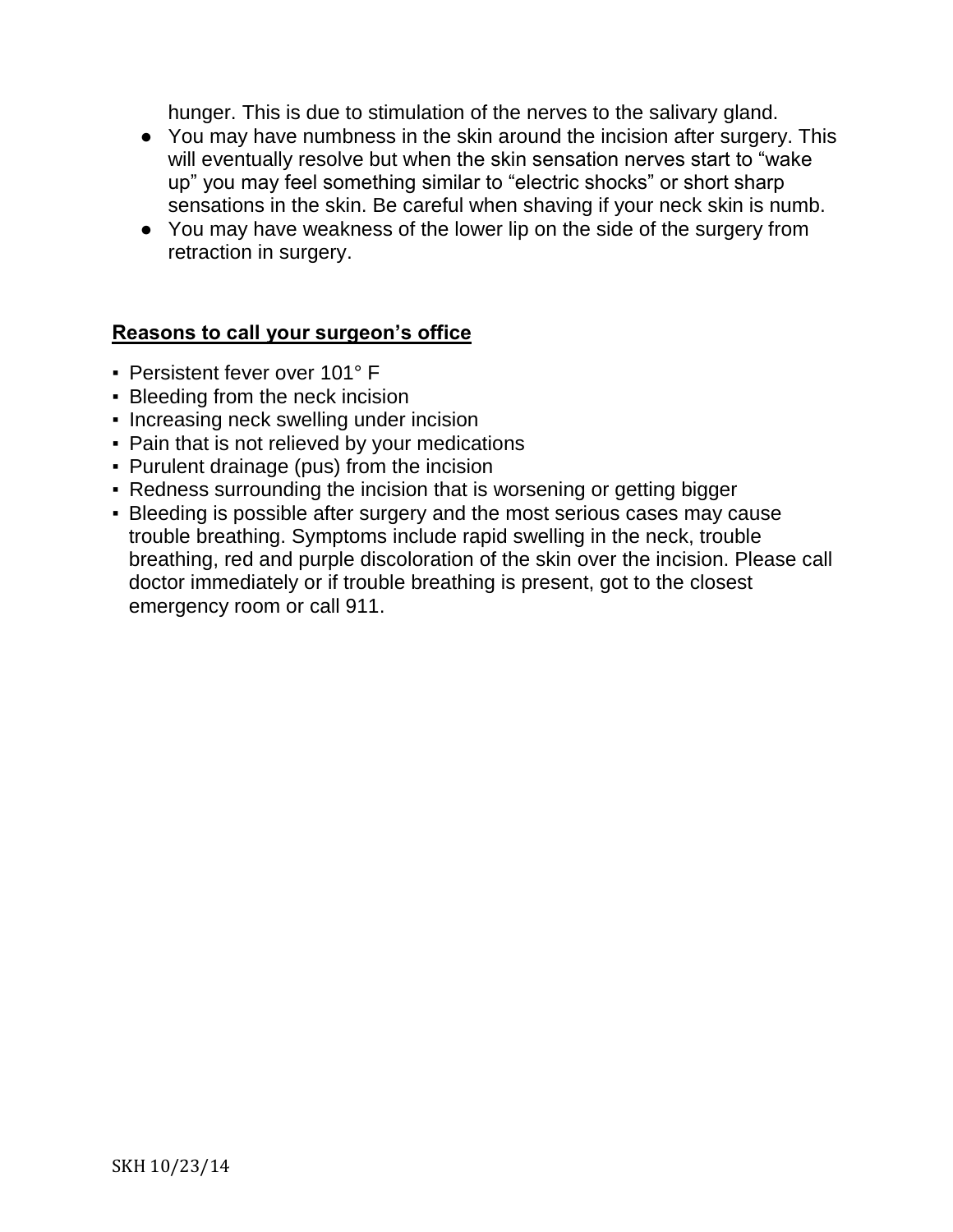hunger. This is due to stimulation of the nerves to the salivary gland.

- You may have numbness in the skin around the incision after surgery. This will eventually resolve but when the skin sensation nerves start to "wake up" you may feel something similar to "electric shocks" or short sharp sensations in the skin. Be careful when shaving if your neck skin is numb.
- You may have weakness of the lower lip on the side of the surgery from retraction in surgery.

**<u>Reasons to call your surgeon's office</u>**

- Persistent fever over 101° F
- Bleeding from the neck incision
- Increasing neck swelling under incision
- Pain that is not relieved by your medications
- Purulent drainage (pus) from the incision
- Redness surrounding the incision that is worsening or getting bigger
- Bleeding is possible after surgery and the most serious cases may cause trouble breathing. Symptoms include rapid swelling in the neck, trouble breathing, red and purple discoloration of the skin over the incision. Please call doctor immediately or if trouble breathing is present, got to the closest emergency room or call 911.

SKH 10/23/14